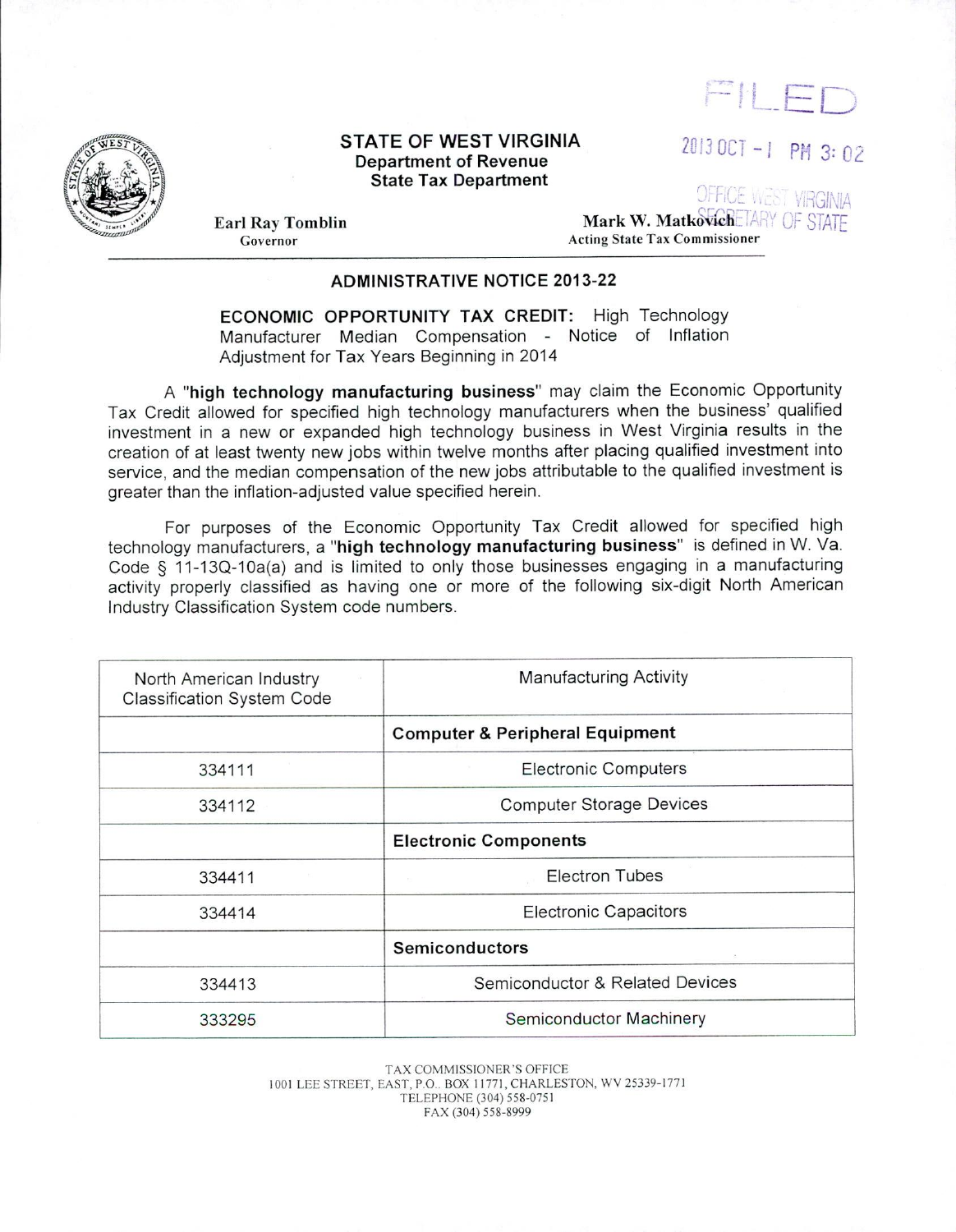FILED

2013 OCT -1 PM 3:02

OFFICE WEST VIRGINIA SECRETARY OF STATE

**STATE OF WEST VIRGINIA**
**Department of Revenue**
**State Tax Department**

**Earl Ray Tomblin**
Governor

**Mark W. Matkovich**
Acting State Tax Commissioner

## ADMINISTRATIVE NOTICE 2013-22

**ECONOMIC OPPORTUNITY TAX CREDIT:** High Technology Manufacturer Median Compensation - Notice of Inflation Adjustment for Tax Years Beginning in 2014

A "**high technology manufacturing business**" may claim the Economic Opportunity Tax Credit allowed for specified high technology manufacturers when the business' qualified investment in a new or expanded high technology business in West Virginia results in the creation of at least twenty new jobs within twelve months after placing qualified investment into service, and the median compensation of the new jobs attributable to the qualified investment is greater than the inflation-adjusted value specified herein.

For purposes of the Economic Opportunity Tax Credit allowed for specified high technology manufacturers, a "**high technology manufacturing business**" is defined in W. Va. Code § 11-13Q-10a(a) and is limited to only those businesses engaging in a manufacturing activity properly classified as having one or more of the following six-digit North American Industry Classification System code numbers.

| North American Industry Classification System Code | Manufacturing Activity |
|---|---|
| | **Computer & Peripheral Equipment** |
| 334111 | Electronic Computers |
| 334112 | Computer Storage Devices |
| | **Electronic Components** |
| 334411 | Electron Tubes |
| 334414 | Electronic Capacitors |
| | **Semiconductors** |
| 334413 | Semiconductor & Related Devices |
| 333295 | Semiconductor Machinery |

TAX COMMISSIONER'S OFFICE
1001 LEE STREET, EAST, P.O. BOX 11771, CHARLESTON, WV 25339-1771
TELEPHONE (304) 558-0751
FAX (304) 558-8999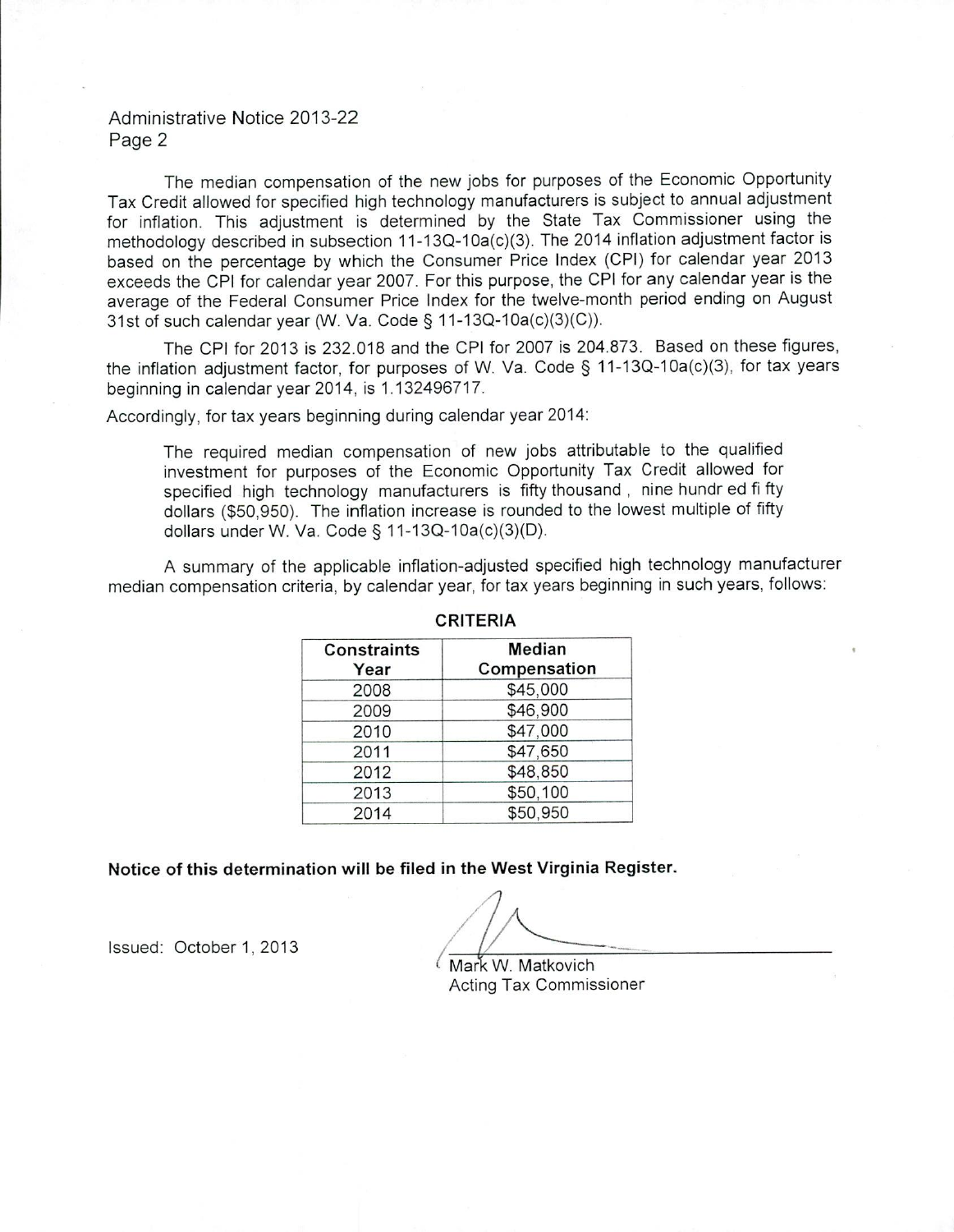Administrative Notice 2013-22
Page 2

The median compensation of the new jobs for purposes of the Economic Opportunity Tax Credit allowed for specified high technology manufacturers is subject to annual adjustment for inflation. This adjustment is determined by the State Tax Commissioner using the methodology described in subsection 11-13Q-10a(c)(3). The 2014 inflation adjustment factor is based on the percentage by which the Consumer Price Index (CPI) for calendar year 2013 exceeds the CPI for calendar year 2007. For this purpose, the CPI for any calendar year is the average of the Federal Consumer Price Index for the twelve-month period ending on August 31st of such calendar year (W. Va. Code § 11-13Q-10a(c)(3)(C)).

The CPI for 2013 is 232.018 and the CPI for 2007 is 204.873. Based on these figures, the inflation adjustment factor, for purposes of W. Va. Code § 11-13Q-10a(c)(3), for tax years beginning in calendar year 2014, is 1.132496717.

Accordingly, for tax years beginning during calendar year 2014:

> The required median compensation of new jobs attributable to the qualified investment for purposes of the Economic Opportunity Tax Credit allowed for specified high technology manufacturers is fifty thousand , nine hundr ed fi fty dollars ($50,950). The inflation increase is rounded to the lowest multiple of fifty dollars under W. Va. Code § 11-13Q-10a(c)(3)(D).

A summary of the applicable inflation-adjusted specified high technology manufacturer median compensation criteria, by calendar year, for tax years beginning in such years, follows:

**CRITERIA**

| Constraints Year | Median Compensation |
|---|---|
| 2008 | $45,000 |
| 2009 | $46,900 |
| 2010 | $47,000 |
| 2011 | $47,650 |
| 2012 | $48,850 |
| 2013 | $50,100 |
| 2014 | $50,950 |

**Notice of this determination will be filed in the West Virginia Register.**

Issued: October 1, 2013

Mark W. Matkovich
Acting Tax Commissioner